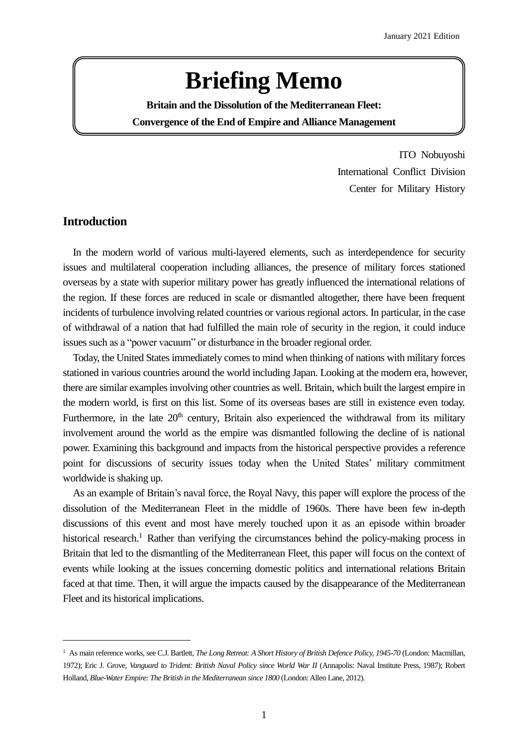January 2021 Edition

# Briefing Memo

**Britain and the Dissolution of the Mediterranean Fleet:**
**Convergence of the End of Empire and Alliance Management**

ITO Nobuyoshi
International Conflict Division
Center for Military History

## Introduction

In the modern world of various multi-layered elements, such as interdependence for security issues and multilateral cooperation including alliances, the presence of military forces stationed overseas by a state with superior military power has greatly influenced the international relations of the region. If these forces are reduced in scale or dismantled altogether, there have been frequent incidents of turbulence involving related countries or various regional actors. In particular, in the case of withdrawal of a nation that had fulfilled the main role of security in the region, it could induce issues such as a "power vacuum" or disturbance in the broader regional order.

Today, the United States immediately comes to mind when thinking of nations with military forces stationed in various countries around the world including Japan. Looking at the modern era, however, there are similar examples involving other countries as well. Britain, which built the largest empire in the modern world, is first on this list. Some of its overseas bases are still in existence even today. Furthermore, in the late 20th century, Britain also experienced the withdrawal from its military involvement around the world as the empire was dismantled following the decline of is national power. Examining this background and impacts from the historical perspective provides a reference point for discussions of security issues today when the United States' military commitment worldwide is shaking up.

As an example of Britain's naval force, the Royal Navy, this paper will explore the process of the dissolution of the Mediterranean Fleet in the middle of 1960s. There have been few in-depth discussions of this event and most have merely touched upon it as an episode within broader historical research.[1] Rather than verifying the circumstances behind the policy-making process in Britain that led to the dismantling of the Mediterranean Fleet, this paper will focus on the context of events while looking at the issues concerning domestic politics and international relations Britain faced at that time. Then, it will argue the impacts caused by the disappearance of the Mediterranean Fleet and its historical implications.

---

[1] As main reference works, see C.J. Bartlett, *The Long Retreat: A Short History of British Defence Policy, 1945-70* (London: Macmillan, 1972); Eric J. Grove, *Vanguard to Trident: British Naval Policy since World War II* (Annapolis: Naval Institute Press, 1987); Robert Holland, *Blue-Water Empire: The British in the Mediterranean since 1800* (London: Allen Lane, 2012).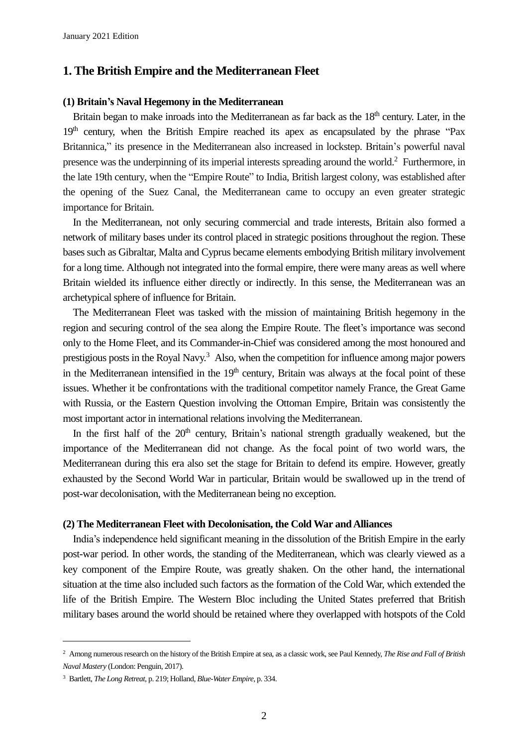## 1. The British Empire and the Mediterranean Fleet

### (1) Britain's Naval Hegemony in the Mediterranean

Britain began to make inroads into the Mediterranean as far back as the 18th century. Later, in the 19th century, when the British Empire reached its apex as encapsulated by the phrase "Pax Britannica," its presence in the Mediterranean also increased in lockstep. Britain's powerful naval presence was the underpinning of its imperial interests spreading around the world.[2] Furthermore, in the late 19th century, when the "Empire Route" to India, British largest colony, was established after the opening of the Suez Canal, the Mediterranean came to occupy an even greater strategic importance for Britain.

In the Mediterranean, not only securing commercial and trade interests, Britain also formed a network of military bases under its control placed in strategic positions throughout the region. These bases such as Gibraltar, Malta and Cyprus became elements embodying British military involvement for a long time. Although not integrated into the formal empire, there were many areas as well where Britain wielded its influence either directly or indirectly. In this sense, the Mediterranean was an archetypical sphere of influence for Britain.

The Mediterranean Fleet was tasked with the mission of maintaining British hegemony in the region and securing control of the sea along the Empire Route. The fleet's importance was second only to the Home Fleet, and its Commander-in-Chief was considered among the most honoured and prestigious posts in the Royal Navy.[3] Also, when the competition for influence among major powers in the Mediterranean intensified in the 19th century, Britain was always at the focal point of these issues. Whether it be confrontations with the traditional competitor namely France, the Great Game with Russia, or the Eastern Question involving the Ottoman Empire, Britain was consistently the most important actor in international relations involving the Mediterranean.

In the first half of the 20th century, Britain's national strength gradually weakened, but the importance of the Mediterranean did not change. As the focal point of two world wars, the Mediterranean during this era also set the stage for Britain to defend its empire. However, greatly exhausted by the Second World War in particular, Britain would be swallowed up in the trend of post-war decolonisation, with the Mediterranean being no exception.

### (2) The Mediterranean Fleet with Decolonisation, the Cold War and Alliances

India's independence held significant meaning in the dissolution of the British Empire in the early post-war period. In other words, the standing of the Mediterranean, which was clearly viewed as a key component of the Empire Route, was greatly shaken. On the other hand, the international situation at the time also included such factors as the formation of the Cold War, which extended the life of the British Empire. The Western Bloc including the United States preferred that British military bases around the world should be retained where they overlapped with hotspots of the Cold

---

[2] Among numerous research on the history of the British Empire at sea, as a classic work, see Paul Kennedy, *The Rise and Fall of British Naval Mastery* (London: Penguin, 2017).

[3] Bartlett, *The Long Retreat*, p. 219; Holland, *Blue-Water Empire*, p. 334.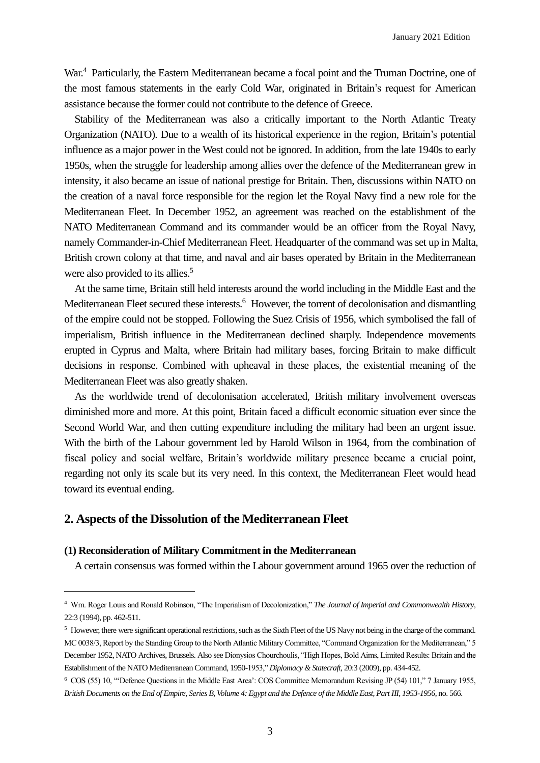War.[4] Particularly, the Eastern Mediterranean became a focal point and the Truman Doctrine, one of the most famous statements in the early Cold War, originated in Britain's request for American assistance because the former could not contribute to the defence of Greece.

Stability of the Mediterranean was also a critically important to the North Atlantic Treaty Organization (NATO). Due to a wealth of its historical experience in the region, Britain's potential influence as a major power in the West could not be ignored. In addition, from the late 1940s to early 1950s, when the struggle for leadership among allies over the defence of the Mediterranean grew in intensity, it also became an issue of national prestige for Britain. Then, discussions within NATO on the creation of a naval force responsible for the region let the Royal Navy find a new role for the Mediterranean Fleet. In December 1952, an agreement was reached on the establishment of the NATO Mediterranean Command and its commander would be an officer from the Royal Navy, namely Commander-in-Chief Mediterranean Fleet. Headquarter of the command was set up in Malta, British crown colony at that time, and naval and air bases operated by Britain in the Mediterranean were also provided to its allies.[5]

At the same time, Britain still held interests around the world including in the Middle East and the Mediterranean Fleet secured these interests.[6] However, the torrent of decolonisation and dismantling of the empire could not be stopped. Following the Suez Crisis of 1956, which symbolised the fall of imperialism, British influence in the Mediterranean declined sharply. Independence movements erupted in Cyprus and Malta, where Britain had military bases, forcing Britain to make difficult decisions in response. Combined with upheaval in these places, the existential meaning of the Mediterranean Fleet was also greatly shaken.

As the worldwide trend of decolonisation accelerated, British military involvement overseas diminished more and more. At this point, Britain faced a difficult economic situation ever since the Second World War, and then cutting expenditure including the military had been an urgent issue. With the birth of the Labour government led by Harold Wilson in 1964, from the combination of fiscal policy and social welfare, Britain's worldwide military presence became a crucial point, regarding not only its scale but its very need. In this context, the Mediterranean Fleet would head toward its eventual ending.

## 2. Aspects of the Dissolution of the Mediterranean Fleet

### (1) Reconsideration of Military Commitment in the Mediterranean

A certain consensus was formed within the Labour government around 1965 over the reduction of

---

[4] Wm. Roger Louis and Ronald Robinson, "The Imperialism of Decolonization," *The Journal of Imperial and Commonwealth History*, 22:3 (1994), pp. 462-511.

[5] However, there were significant operational restrictions, such as the Sixth Fleet of the US Navy not being in the charge of the command. MC 0038/3, Report by the Standing Group to the North Atlantic Military Committee, "Command Organization for the Mediterranean," 5 December 1952, NATO Archives, Brussels. Also see Dionysios Chourchoulis, "High Hopes, Bold Aims, Limited Results: Britain and the Establishment of the NATO Mediterranean Command, 1950-1953," *Diplomacy & Statecraft*, 20:3 (2009), pp. 434-452.

[6] COS (55) 10, "'Defence Questions in the Middle East Area': COS Committee Memorandum Revising JP (54) 101," 7 January 1955, *British Documents on the End of Empire, Series B, Volume 4: Egypt and the Defence of the Middle East, Part III, 1953-1956*, no. 566.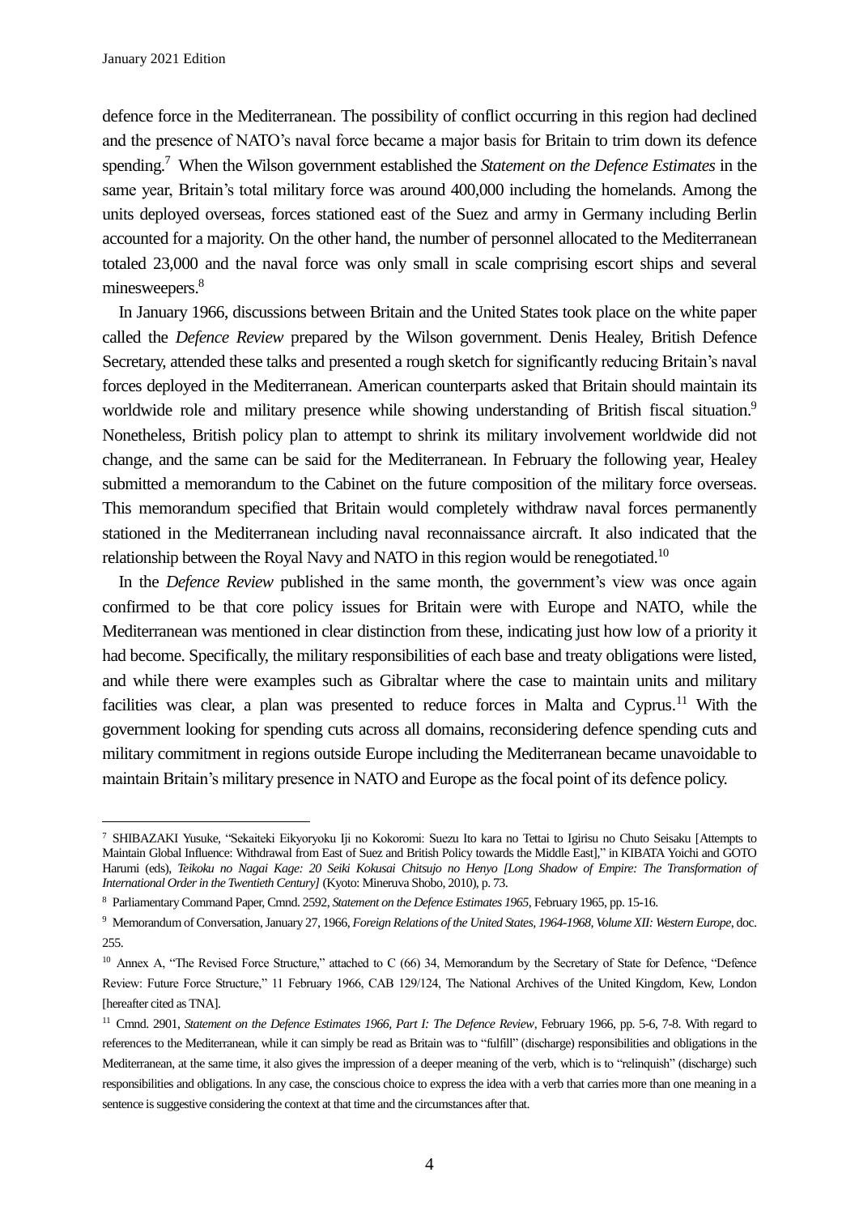defence force in the Mediterranean. The possibility of conflict occurring in this region had declined and the presence of NATO's naval force became a major basis for Britain to trim down its defence spending.[7] When the Wilson government established the *Statement on the Defence Estimates* in the same year, Britain's total military force was around 400,000 including the homelands. Among the units deployed overseas, forces stationed east of the Suez and army in Germany including Berlin accounted for a majority. On the other hand, the number of personnel allocated to the Mediterranean totaled 23,000 and the naval force was only small in scale comprising escort ships and several minesweepers.[8]

In January 1966, discussions between Britain and the United States took place on the white paper called the *Defence Review* prepared by the Wilson government. Denis Healey, British Defence Secretary, attended these talks and presented a rough sketch for significantly reducing Britain's naval forces deployed in the Mediterranean. American counterparts asked that Britain should maintain its worldwide role and military presence while showing understanding of British fiscal situation.[9] Nonetheless, British policy plan to attempt to shrink its military involvement worldwide did not change, and the same can be said for the Mediterranean. In February the following year, Healey submitted a memorandum to the Cabinet on the future composition of the military force overseas. This memorandum specified that Britain would completely withdraw naval forces permanently stationed in the Mediterranean including naval reconnaissance aircraft. It also indicated that the relationship between the Royal Navy and NATO in this region would be renegotiated.[10]

In the *Defence Review* published in the same month, the government's view was once again confirmed to be that core policy issues for Britain were with Europe and NATO, while the Mediterranean was mentioned in clear distinction from these, indicating just how low of a priority it had become. Specifically, the military responsibilities of each base and treaty obligations were listed, and while there were examples such as Gibraltar where the case to maintain units and military facilities was clear, a plan was presented to reduce forces in Malta and Cyprus.[11] With the government looking for spending cuts across all domains, reconsidering defence spending cuts and military commitment in regions outside Europe including the Mediterranean became unavoidable to maintain Britain's military presence in NATO and Europe as the focal point of its defence policy.

---

[7] SHIBAZAKI Yusuke, "Sekaiteki Eikyoryoku Iji no Kokoromi: Suezu Ito kara no Tettai to Igirisu no Chuto Seisaku [Attempts to Maintain Global Influence: Withdrawal from East of Suez and British Policy towards the Middle East]," in KIBATA Yoichi and GOTO Harumi (eds), *Teikoku no Nagai Kage: 20 Seiki Kokusai Chitsujo no Henyo [Long Shadow of Empire: The Transformation of International Order in the Twentieth Century]* (Kyoto: Mineruva Shobo, 2010), p. 73.

[8] Parliamentary Command Paper, Cmnd. 2592, *Statement on the Defence Estimates 1965*, February 1965, pp. 15-16.

[9] Memorandum of Conversation, January 27, 1966, *Foreign Relations of the United States, 1964-1968, Volume XII: Western Europe*, doc. 255.

[10] Annex A, "The Revised Force Structure," attached to C (66) 34, Memorandum by the Secretary of State for Defence, "Defence Review: Future Force Structure," 11 February 1966, CAB 129/124, The National Archives of the United Kingdom, Kew, London [hereafter cited as TNA].

[11] Cmnd. 2901, *Statement on the Defence Estimates 1966, Part I: The Defence Review*, February 1966, pp. 5-6, 7-8. With regard to references to the Mediterranean, while it can simply be read as Britain was to "fulfill" (discharge) responsibilities and obligations in the Mediterranean, at the same time, it also gives the impression of a deeper meaning of the verb, which is to "relinquish" (discharge) such responsibilities and obligations. In any case, the conscious choice to express the idea with a verb that carries more than one meaning in a sentence is suggestive considering the context at that time and the circumstances after that.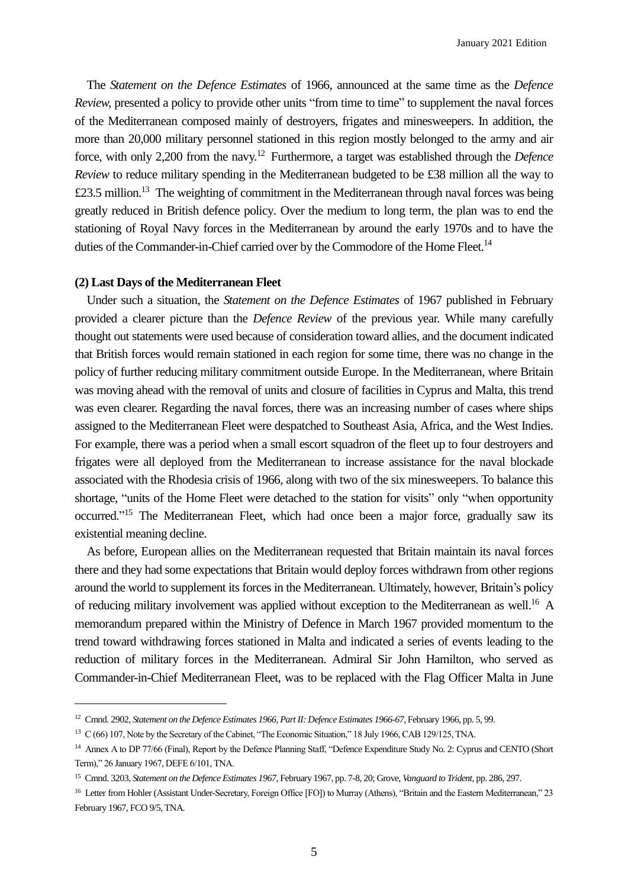The *Statement on the Defence Estimates* of 1966, announced at the same time as the *Defence Review*, presented a policy to provide other units "from time to time" to supplement the naval forces of the Mediterranean composed mainly of destroyers, frigates and minesweepers. In addition, the more than 20,000 military personnel stationed in this region mostly belonged to the army and air force, with only 2,200 from the navy.[12] Furthermore, a target was established through the *Defence Review* to reduce military spending in the Mediterranean budgeted to be £38 million all the way to £23.5 million.[13] The weighting of commitment in the Mediterranean through naval forces was being greatly reduced in British defence policy. Over the medium to long term, the plan was to end the stationing of Royal Navy forces in the Mediterranean by around the early 1970s and to have the duties of the Commander-in-Chief carried over by the Commodore of the Home Fleet.[14]

**(2) Last Days of the Mediterranean Fleet**

Under such a situation, the *Statement on the Defence Estimates* of 1967 published in February provided a clearer picture than the *Defence Review* of the previous year. While many carefully thought out statements were used because of consideration toward allies, and the document indicated that British forces would remain stationed in each region for some time, there was no change in the policy of further reducing military commitment outside Europe. In the Mediterranean, where Britain was moving ahead with the removal of units and closure of facilities in Cyprus and Malta, this trend was even clearer. Regarding the naval forces, there was an increasing number of cases where ships assigned to the Mediterranean Fleet were despatched to Southeast Asia, Africa, and the West Indies. For example, there was a period when a small escort squadron of the fleet up to four destroyers and frigates were all deployed from the Mediterranean to increase assistance for the naval blockade associated with the Rhodesia crisis of 1966, along with two of the six minesweepers. To balance this shortage, "units of the Home Fleet were detached to the station for visits" only "when opportunity occurred."[15] The Mediterranean Fleet, which had once been a major force, gradually saw its existential meaning decline.

As before, European allies on the Mediterranean requested that Britain maintain its naval forces there and they had some expectations that Britain would deploy forces withdrawn from other regions around the world to supplement its forces in the Mediterranean. Ultimately, however, Britain's policy of reducing military involvement was applied without exception to the Mediterranean as well.[16] A memorandum prepared within the Ministry of Defence in March 1967 provided momentum to the trend toward withdrawing forces stationed in Malta and indicated a series of events leading to the reduction of military forces in the Mediterranean. Admiral Sir John Hamilton, who served as Commander-in-Chief Mediterranean Fleet, was to be replaced with the Flag Officer Malta in June

---

[12] Cmnd. 2902, *Statement on the Defence Estimates 1966, Part II: Defence Estimates 1966-67*, February 1966, pp. 5, 99.

[13] C (66) 107, Note by the Secretary of the Cabinet, "The Economic Situation," 18 July 1966, CAB 129/125, TNA.

[14] Annex A to DP 77/66 (Final), Report by the Defence Planning Staff, "Defence Expenditure Study No. 2: Cyprus and CENTO (Short Term)," 26 January 1967, DEFE 6/101, TNA.

[15] Cmnd. 3203, *Statement on the Defence Estimates 1967*, February 1967, pp. 7-8, 20; Grove, *Vanguard to Trident*, pp. 286, 297.

[16] Letter from Hohler (Assistant Under-Secretary, Foreign Office [FO]) to Murray (Athens), "Britain and the Eastern Mediterranean," 23 February 1967, FCO 9/5, TNA.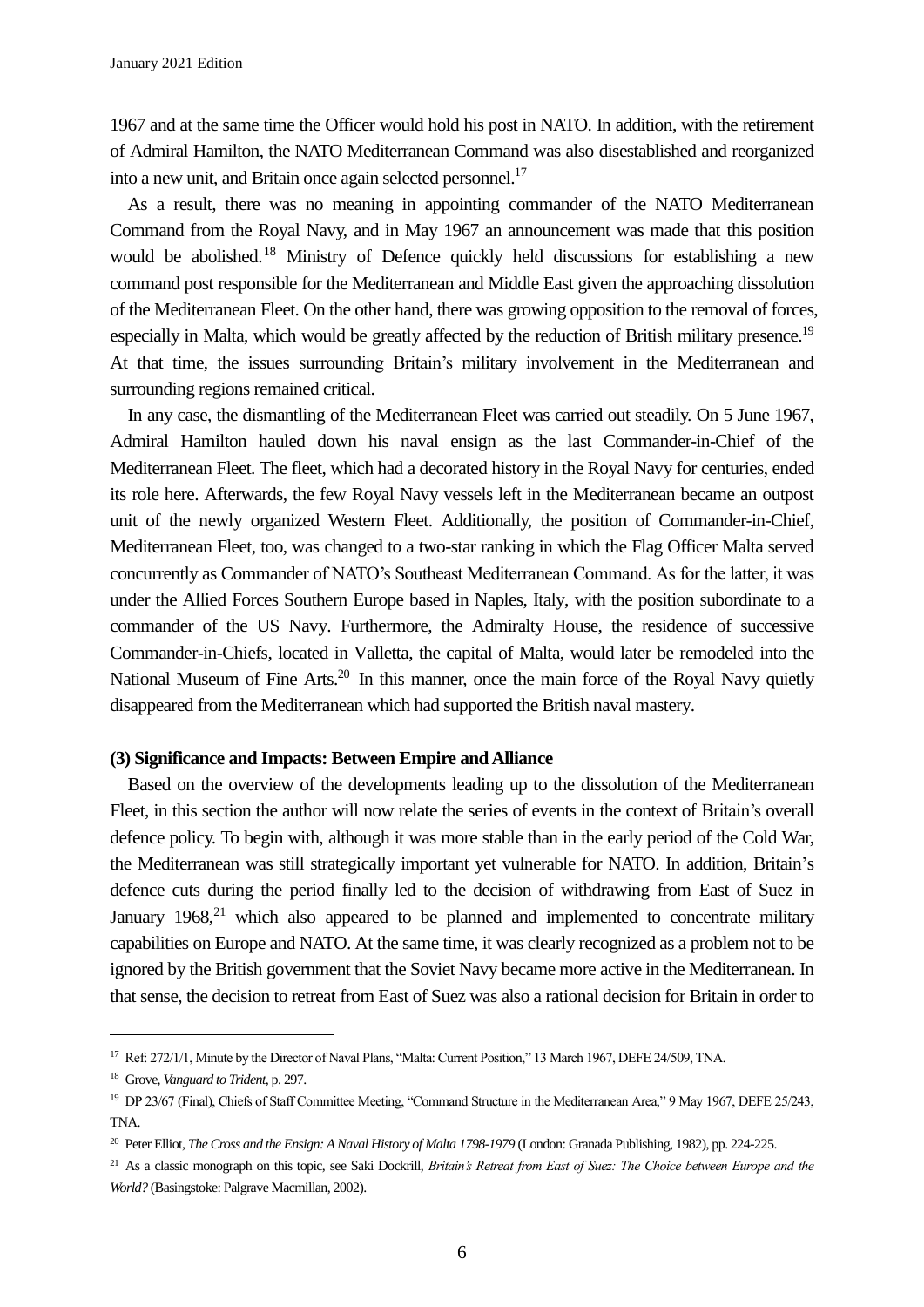1967 and at the same time the Officer would hold his post in NATO. In addition, with the retirement of Admiral Hamilton, the NATO Mediterranean Command was also disestablished and reorganized into a new unit, and Britain once again selected personnel.[17]

As a result, there was no meaning in appointing commander of the NATO Mediterranean Command from the Royal Navy, and in May 1967 an announcement was made that this position would be abolished.[18] Ministry of Defence quickly held discussions for establishing a new command post responsible for the Mediterranean and Middle East given the approaching dissolution of the Mediterranean Fleet. On the other hand, there was growing opposition to the removal of forces, especially in Malta, which would be greatly affected by the reduction of British military presence.[19] At that time, the issues surrounding Britain's military involvement in the Mediterranean and surrounding regions remained critical.

In any case, the dismantling of the Mediterranean Fleet was carried out steadily. On 5 June 1967, Admiral Hamilton hauled down his naval ensign as the last Commander-in-Chief of the Mediterranean Fleet. The fleet, which had a decorated history in the Royal Navy for centuries, ended its role here. Afterwards, the few Royal Navy vessels left in the Mediterranean became an outpost unit of the newly organized Western Fleet. Additionally, the position of Commander-in-Chief, Mediterranean Fleet, too, was changed to a two-star ranking in which the Flag Officer Malta served concurrently as Commander of NATO's Southeast Mediterranean Command. As for the latter, it was under the Allied Forces Southern Europe based in Naples, Italy, with the position subordinate to a commander of the US Navy. Furthermore, the Admiralty House, the residence of successive Commander-in-Chiefs, located in Valletta, the capital of Malta, would later be remodeled into the National Museum of Fine Arts.[20] In this manner, once the main force of the Royal Navy quietly disappeared from the Mediterranean which had supported the British naval mastery.

**(3) Significance and Impacts: Between Empire and Alliance**

Based on the overview of the developments leading up to the dissolution of the Mediterranean Fleet, in this section the author will now relate the series of events in the context of Britain's overall defence policy. To begin with, although it was more stable than in the early period of the Cold War, the Mediterranean was still strategically important yet vulnerable for NATO. In addition, Britain's defence cuts during the period finally led to the decision of withdrawing from East of Suez in January 1968,[21] which also appeared to be planned and implemented to concentrate military capabilities on Europe and NATO. At the same time, it was clearly recognized as a problem not to be ignored by the British government that the Soviet Navy became more active in the Mediterranean. In that sense, the decision to retreat from East of Suez was also a rational decision for Britain in order to

---

[17] Ref: 272/1/1, Minute by the Director of Naval Plans, "Malta: Current Position," 13 March 1967, DEFE 24/509, TNA.

[18] Grove, *Vanguard to Trident*, p. 297.

[19] DP 23/67 (Final), Chiefs of Staff Committee Meeting, "Command Structure in the Mediterranean Area," 9 May 1967, DEFE 25/243, TNA.

[20] Peter Elliot, *The Cross and the Ensign: A Naval History of Malta 1798-1979* (London: Granada Publishing, 1982), pp. 224-225.

[21] As a classic monograph on this topic, see Saki Dockrill, *Britain's Retreat from East of Suez: The Choice between Europe and the World?* (Basingstoke: Palgrave Macmillan, 2002).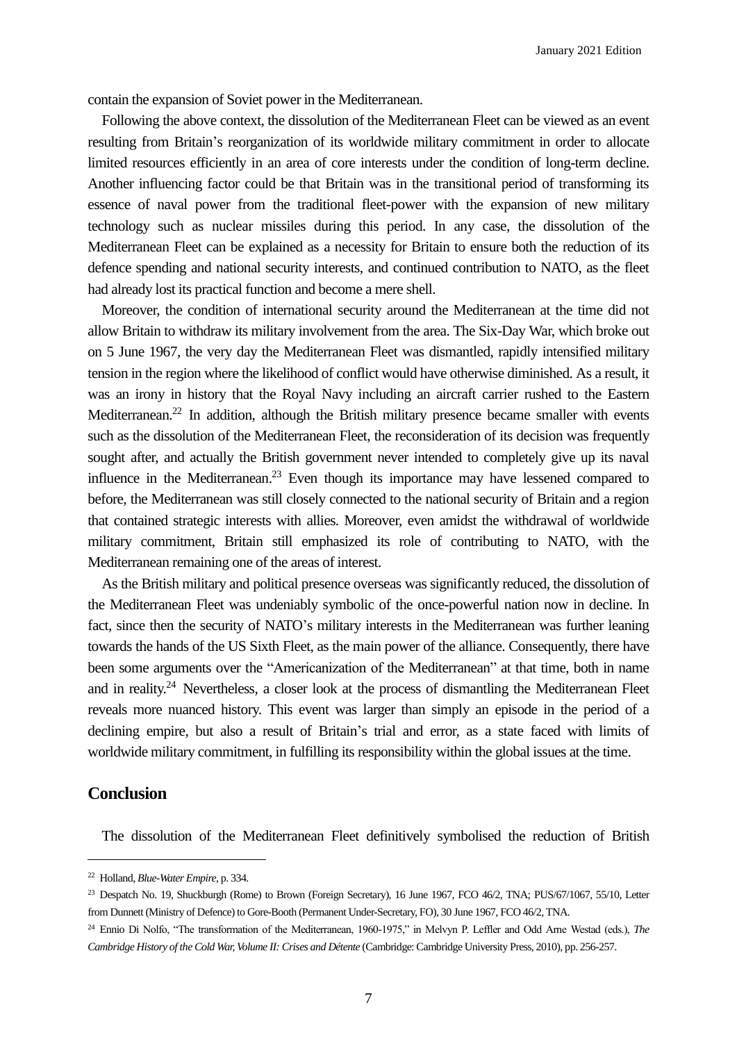contain the expansion of Soviet power in the Mediterranean.

Following the above context, the dissolution of the Mediterranean Fleet can be viewed as an event resulting from Britain's reorganization of its worldwide military commitment in order to allocate limited resources efficiently in an area of core interests under the condition of long-term decline. Another influencing factor could be that Britain was in the transitional period of transforming its essence of naval power from the traditional fleet-power with the expansion of new military technology such as nuclear missiles during this period. In any case, the dissolution of the Mediterranean Fleet can be explained as a necessity for Britain to ensure both the reduction of its defence spending and national security interests, and continued contribution to NATO, as the fleet had already lost its practical function and become a mere shell.

Moreover, the condition of international security around the Mediterranean at the time did not allow Britain to withdraw its military involvement from the area. The Six-Day War, which broke out on 5 June 1967, the very day the Mediterranean Fleet was dismantled, rapidly intensified military tension in the region where the likelihood of conflict would have otherwise diminished. As a result, it was an irony in history that the Royal Navy including an aircraft carrier rushed to the Eastern Mediterranean.[22] In addition, although the British military presence became smaller with events such as the dissolution of the Mediterranean Fleet, the reconsideration of its decision was frequently sought after, and actually the British government never intended to completely give up its naval influence in the Mediterranean.[23] Even though its importance may have lessened compared to before, the Mediterranean was still closely connected to the national security of Britain and a region that contained strategic interests with allies. Moreover, even amidst the withdrawal of worldwide military commitment, Britain still emphasized its role of contributing to NATO, with the Mediterranean remaining one of the areas of interest.

As the British military and political presence overseas was significantly reduced, the dissolution of the Mediterranean Fleet was undeniably symbolic of the once-powerful nation now in decline. In fact, since then the security of NATO's military interests in the Mediterranean was further leaning towards the hands of the US Sixth Fleet, as the main power of the alliance. Consequently, there have been some arguments over the "Americanization of the Mediterranean" at that time, both in name and in reality.[24] Nevertheless, a closer look at the process of dismantling the Mediterranean Fleet reveals more nuanced history. This event was larger than simply an episode in the period of a declining empire, but also a result of Britain's trial and error, as a state faced with limits of worldwide military commitment, in fulfilling its responsibility within the global issues at the time.

## Conclusion

The dissolution of the Mediterranean Fleet definitively symbolised the reduction of British

---

[22] Holland, *Blue-Water Empire*, p. 334.

[23] Despatch No. 19, Shuckburgh (Rome) to Brown (Foreign Secretary), 16 June 1967, FCO 46/2, TNA; PUS/67/1067, 55/10, Letter from Dunnett (Ministry of Defence) to Gore-Booth (Permanent Under-Secretary, FO), 30 June 1967, FCO 46/2, TNA.

[24] Ennio Di Nolfo, "The transformation of the Mediterranean, 1960-1975," in Melvyn P. Leffler and Odd Arne Westad (eds.), *The Cambridge History of the Cold War, Volume II: Crises and Détente* (Cambridge: Cambridge University Press, 2010), pp. 256-257.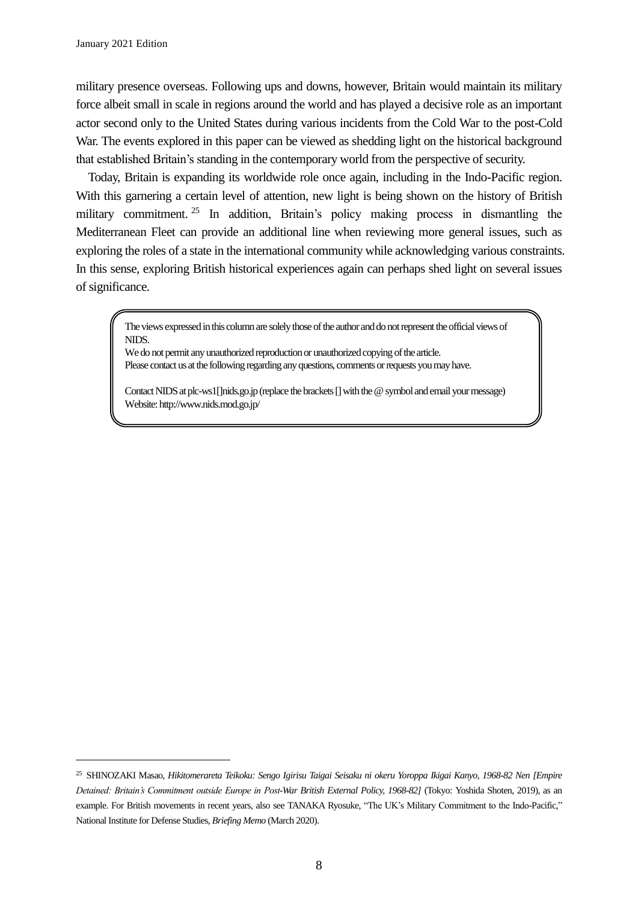military presence overseas. Following ups and downs, however, Britain would maintain its military force albeit small in scale in regions around the world and has played a decisive role as an important actor second only to the United States during various incidents from the Cold War to the post-Cold War. The events explored in this paper can be viewed as shedding light on the historical background that established Britain's standing in the contemporary world from the perspective of security.

Today, Britain is expanding its worldwide role once again, including in the Indo-Pacific region. With this garnering a certain level of attention, new light is being shown on the history of British military commitment.[25] In addition, Britain's policy making process in dismantling the Mediterranean Fleet can provide an additional line when reviewing more general issues, such as exploring the roles of a state in the international community while acknowledging various constraints. In this sense, exploring British historical experiences again can perhaps shed light on several issues of significance.

> The views expressed in this column are solely those of the author and do not represent the official views of NIDS.
> We do not permit any unauthorized reproduction or unauthorized copying of the article.
> Please contact us at the following regarding any questions, comments or requests you may have.
>
> Contact NIDS at plc-ws1[]nids.go.jp (replace the brackets [] with the @ symbol and email your message)
> Website: http://www.nids.mod.go.jp/

---

[25] SHINOZAKI Masao, *Hikitomerareta Teikoku: Sengo Igirisu Taigai Seisaku ni okeru Yoroppa Ikigai Kanyo, 1968-82 Nen [Empire Detained: Britain's Commitment outside Europe in Post-War British External Policy, 1968-82]* (Tokyo: Yoshida Shoten, 2019), as an example. For British movements in recent years, also see TANAKA Ryosuke, "The UK's Military Commitment to the Indo-Pacific," National Institute for Defense Studies, *Briefing Memo* (March 2020).